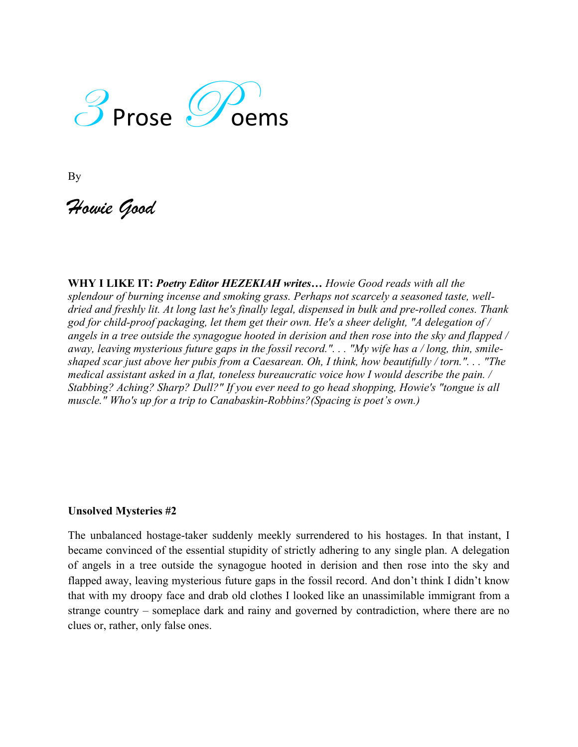# 3 Prose Poems

By

*Howie Good*

**WHY I LIKE IT:** ***Poetry Editor HEZEKIAH writes…*** *Howie Good reads with all the splendour of burning incense and smoking grass. Perhaps not scarcely a seasoned taste, well-dried and freshly lit. At long last he's finally legal, dispensed in bulk and pre-rolled cones. Thank god for child-proof packaging, let them get their own. He's a sheer delight, "A delegation of / angels in a tree outside the synagogue hooted in derision and then rose into the sky and flapped / away, leaving mysterious future gaps in the fossil record.". . . "My wife has a / long, thin, smile-shaped scar just above her pubis from a Caesarean. Oh, I think, how beautifully / torn.". . . "The medical assistant asked in a flat, toneless bureaucratic voice how I would describe the pain. / Stabbing? Aching? Sharp? Dull?" If you ever need to go head shopping, Howie's "tongue is all muscle." Who's up for a trip to Canabaskin-Robbins?(Spacing is poet's own.)*

**Unsolved Mysteries #2**

The unbalanced hostage-taker suddenly meekly surrendered to his hostages. In that instant, I became convinced of the essential stupidity of strictly adhering to any single plan. A delegation of angels in a tree outside the synagogue hooted in derision and then rose into the sky and flapped away, leaving mysterious future gaps in the fossil record. And don't think I didn't know that with my droopy face and drab old clothes I looked like an unassimilable immigrant from a strange country – someplace dark and rainy and governed by contradiction, where there are no clues or, rather, only false ones.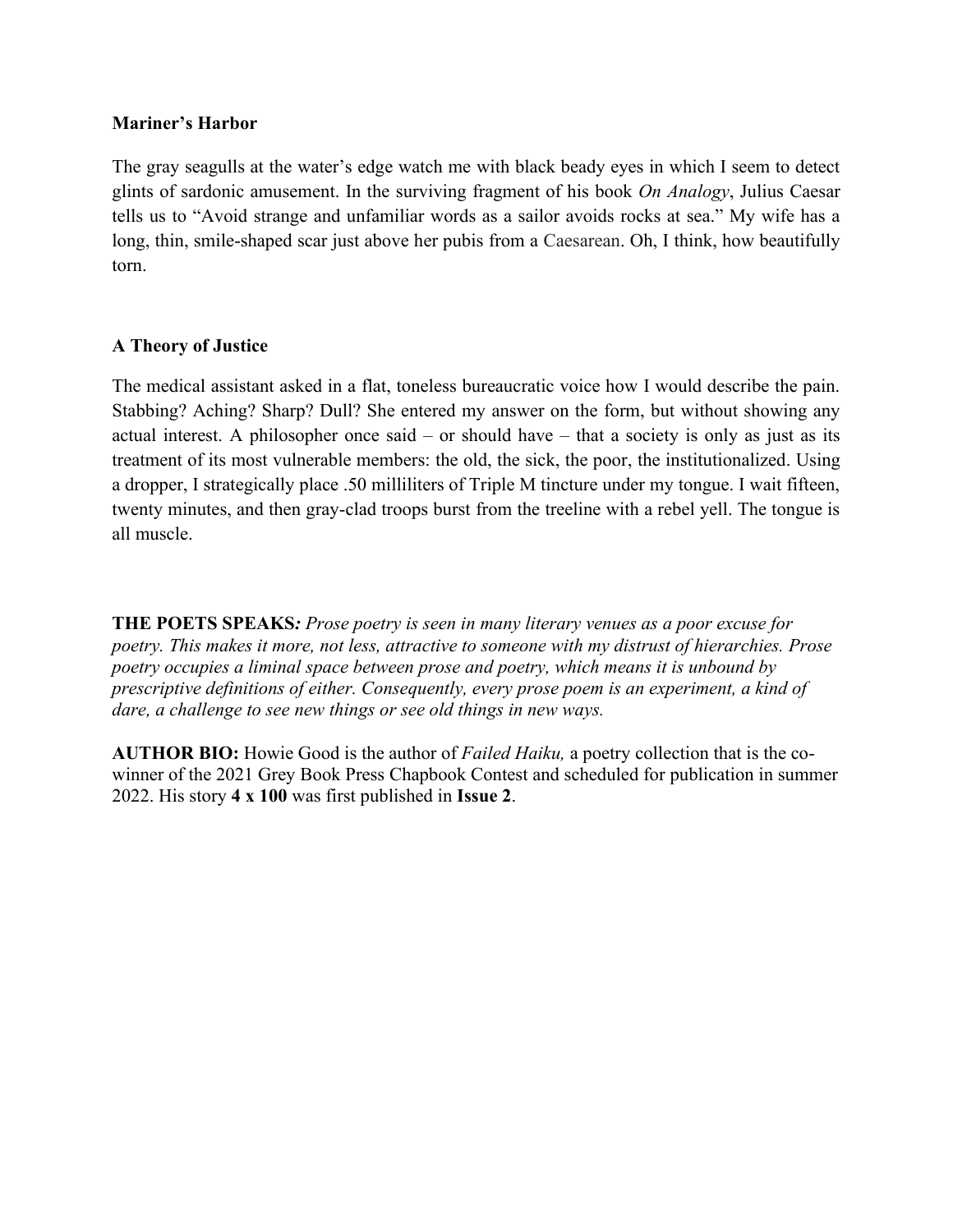**Mariner's Harbor**

The gray seagulls at the water's edge watch me with black beady eyes in which I seem to detect glints of sardonic amusement. In the surviving fragment of his book *On Analogy*, Julius Caesar tells us to "Avoid strange and unfamiliar words as a sailor avoids rocks at sea." My wife has a long, thin, smile-shaped scar just above her pubis from a Caesarean. Oh, I think, how beautifully torn.

**A Theory of Justice**

The medical assistant asked in a flat, toneless bureaucratic voice how I would describe the pain. Stabbing? Aching? Sharp? Dull? She entered my answer on the form, but without showing any actual interest. A philosopher once said – or should have – that a society is only as just as its treatment of its most vulnerable members: the old, the sick, the poor, the institutionalized. Using a dropper, I strategically place .50 milliliters of Triple M tincture under my tongue. I wait fifteen, twenty minutes, and then gray-clad troops burst from the treeline with a rebel yell. The tongue is all muscle.

**THE POETS SPEAKS***: Prose poetry is seen in many literary venues as a poor excuse for poetry. This makes it more, not less, attractive to someone with my distrust of hierarchies. Prose poetry occupies a liminal space between prose and poetry, which means it is unbound by prescriptive definitions of either. Consequently, every prose poem is an experiment, a kind of dare, a challenge to see new things or see old things in new ways.*

**AUTHOR BIO:** Howie Good is the author of *Failed Haiku,* a poetry collection that is the co-winner of the 2021 Grey Book Press Chapbook Contest and scheduled for publication in summer 2022. His story **4 x 100** was first published in **Issue 2**.